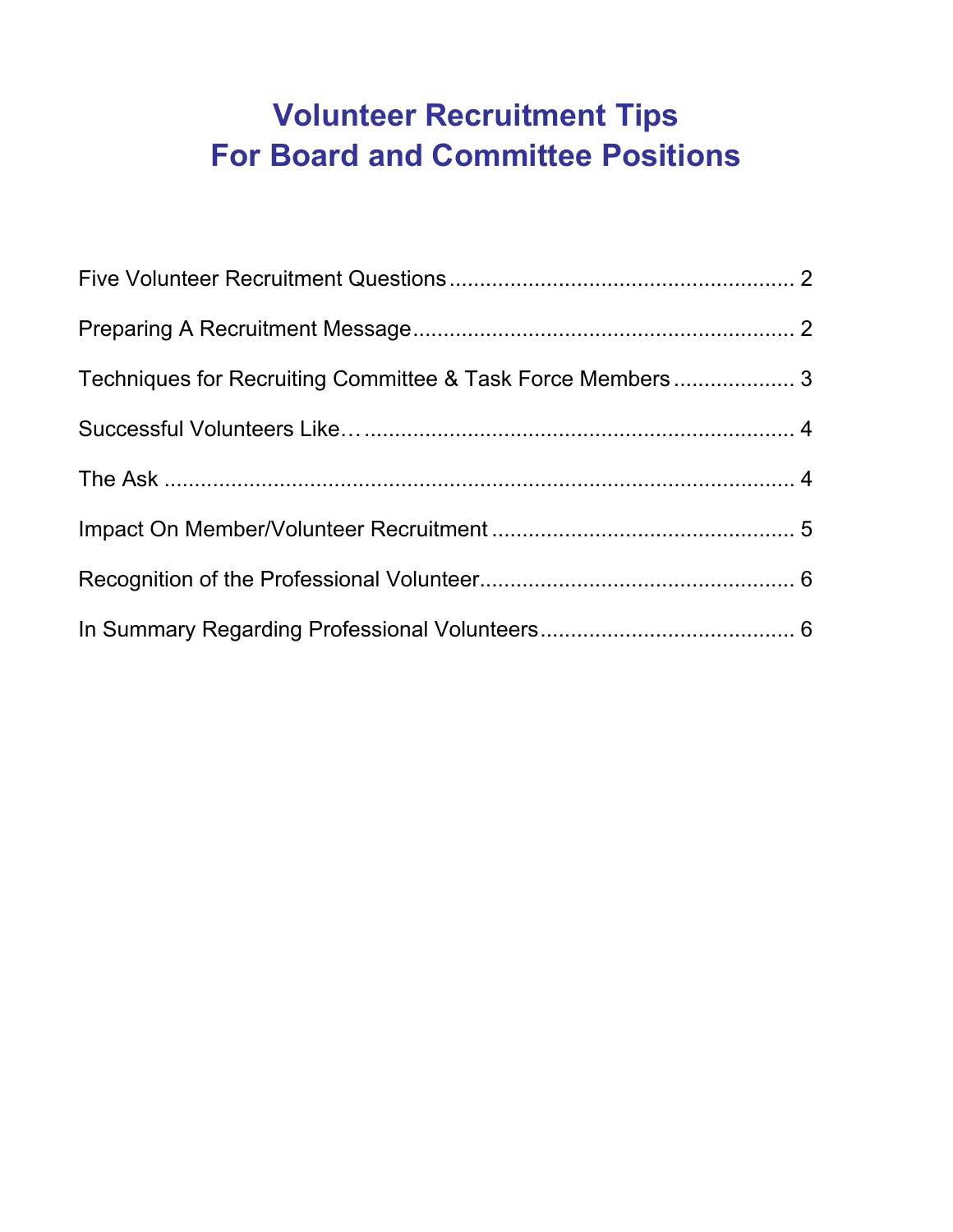# Volunteer Recruitment Tips
# For Board and Committee Positions

Five Volunteer Recruitment Questions ........................................................ 2

Preparing A Recruitment Message ............................................................. 2

Techniques for Recruiting Committee & Task Force Members .................... 3

Successful Volunteers Like… ....................................................................... 4

The Ask ......................................................................................................... 4

Impact On Member/Volunteer Recruitment ................................................. 5

Recognition of the Professional Volunteer ................................................... 6

In Summary Regarding Professional Volunteers ......................................... 6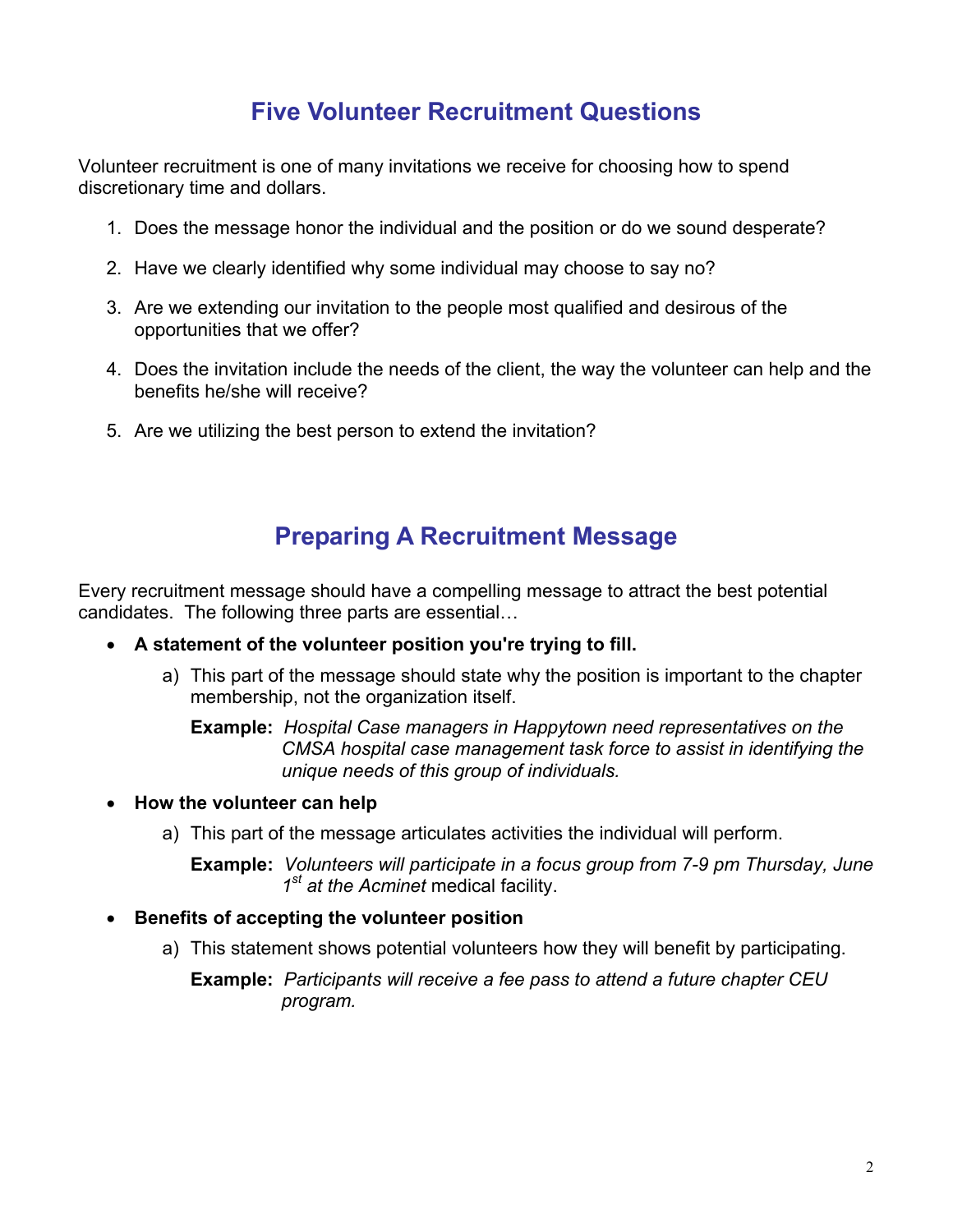## Five Volunteer Recruitment Questions

Volunteer recruitment is one of many invitations we receive for choosing how to spend discretionary time and dollars.

1. Does the message honor the individual and the position or do we sound desperate?
2. Have we clearly identified why some individual may choose to say no?
3. Are we extending our invitation to the people most qualified and desirous of the opportunities that we offer?
4. Does the invitation include the needs of the client, the way the volunteer can help and the benefits he/she will receive?
5. Are we utilizing the best person to extend the invitation?

## Preparing A Recruitment Message

Every recruitment message should have a compelling message to attract the best potential candidates. The following three parts are essential…

- **A statement of the volunteer position you're trying to fill.**
  a) This part of the message should state why the position is important to the chapter membership, not the organization itself.

     **Example:** *Hospital Case managers in Happytown need representatives on the CMSA hospital case management task force to assist in identifying the unique needs of this group of individuals.*

- **How the volunteer can help**
  a) This part of the message articulates activities the individual will perform.

     **Example:** *Volunteers will participate in a focus group from 7-9 pm Thursday, June 1st at the Acminet* medical facility.

- **Benefits of accepting the volunteer position**
  a) This statement shows potential volunteers how they will benefit by participating.

     **Example:** *Participants will receive a fee pass to attend a future chapter CEU program.*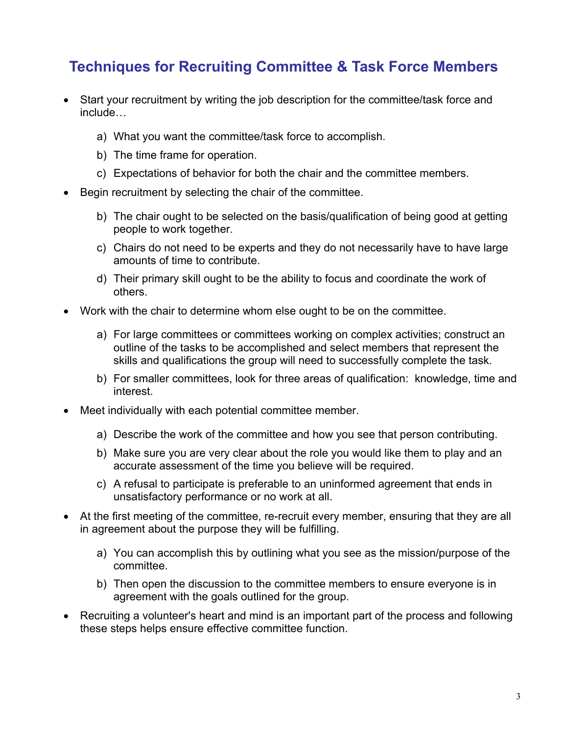## Techniques for Recruiting Committee & Task Force Members

- Start your recruitment by writing the job description for the committee/task force and include…
  - a) What you want the committee/task force to accomplish.
  - b) The time frame for operation.
  - c) Expectations of behavior for both the chair and the committee members.
- Begin recruitment by selecting the chair of the committee.
  - b) The chair ought to be selected on the basis/qualification of being good at getting people to work together.
  - c) Chairs do not need to be experts and they do not necessarily have to have large amounts of time to contribute.
  - d) Their primary skill ought to be the ability to focus and coordinate the work of others.
- Work with the chair to determine whom else ought to be on the committee.
  - a) For large committees or committees working on complex activities; construct an outline of the tasks to be accomplished and select members that represent the skills and qualifications the group will need to successfully complete the task.
  - b) For smaller committees, look for three areas of qualification: knowledge, time and interest.
- Meet individually with each potential committee member.
  - a) Describe the work of the committee and how you see that person contributing.
  - b) Make sure you are very clear about the role you would like them to play and an accurate assessment of the time you believe will be required.
  - c) A refusal to participate is preferable to an uninformed agreement that ends in unsatisfactory performance or no work at all.
- At the first meeting of the committee, re-recruit every member, ensuring that they are all in agreement about the purpose they will be fulfilling.
  - a) You can accomplish this by outlining what you see as the mission/purpose of the committee.
  - b) Then open the discussion to the committee members to ensure everyone is in agreement with the goals outlined for the group.
- Recruiting a volunteer's heart and mind is an important part of the process and following these steps helps ensure effective committee function.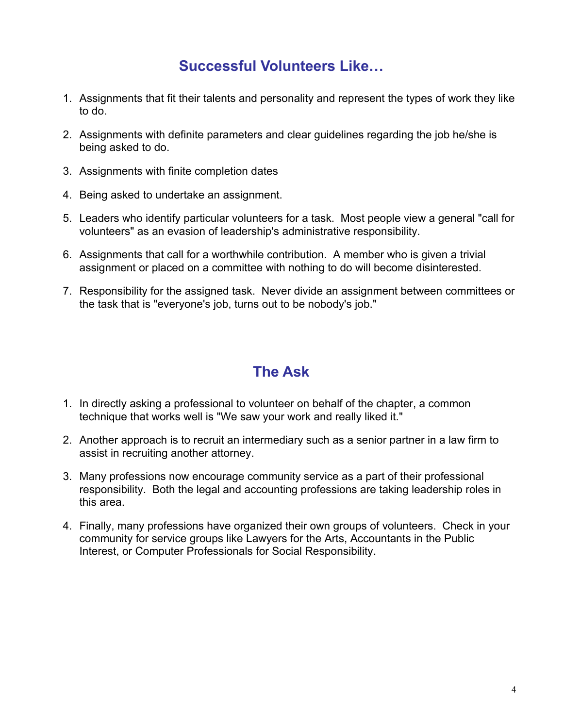## Successful Volunteers Like…

1. Assignments that fit their talents and personality and represent the types of work they like to do.
2. Assignments with definite parameters and clear guidelines regarding the job he/she is being asked to do.
3. Assignments with finite completion dates
4. Being asked to undertake an assignment.
5. Leaders who identify particular volunteers for a task. Most people view a general "call for volunteers" as an evasion of leadership's administrative responsibility.
6. Assignments that call for a worthwhile contribution. A member who is given a trivial assignment or placed on a committee with nothing to do will become disinterested.
7. Responsibility for the assigned task. Never divide an assignment between committees or the task that is "everyone's job, turns out to be nobody's job."

## The Ask

1. In directly asking a professional to volunteer on behalf of the chapter, a common technique that works well is "We saw your work and really liked it."
2. Another approach is to recruit an intermediary such as a senior partner in a law firm to assist in recruiting another attorney.
3. Many professions now encourage community service as a part of their professional responsibility. Both the legal and accounting professions are taking leadership roles in this area.
4. Finally, many professions have organized their own groups of volunteers. Check in your community for service groups like Lawyers for the Arts, Accountants in the Public Interest, or Computer Professionals for Social Responsibility.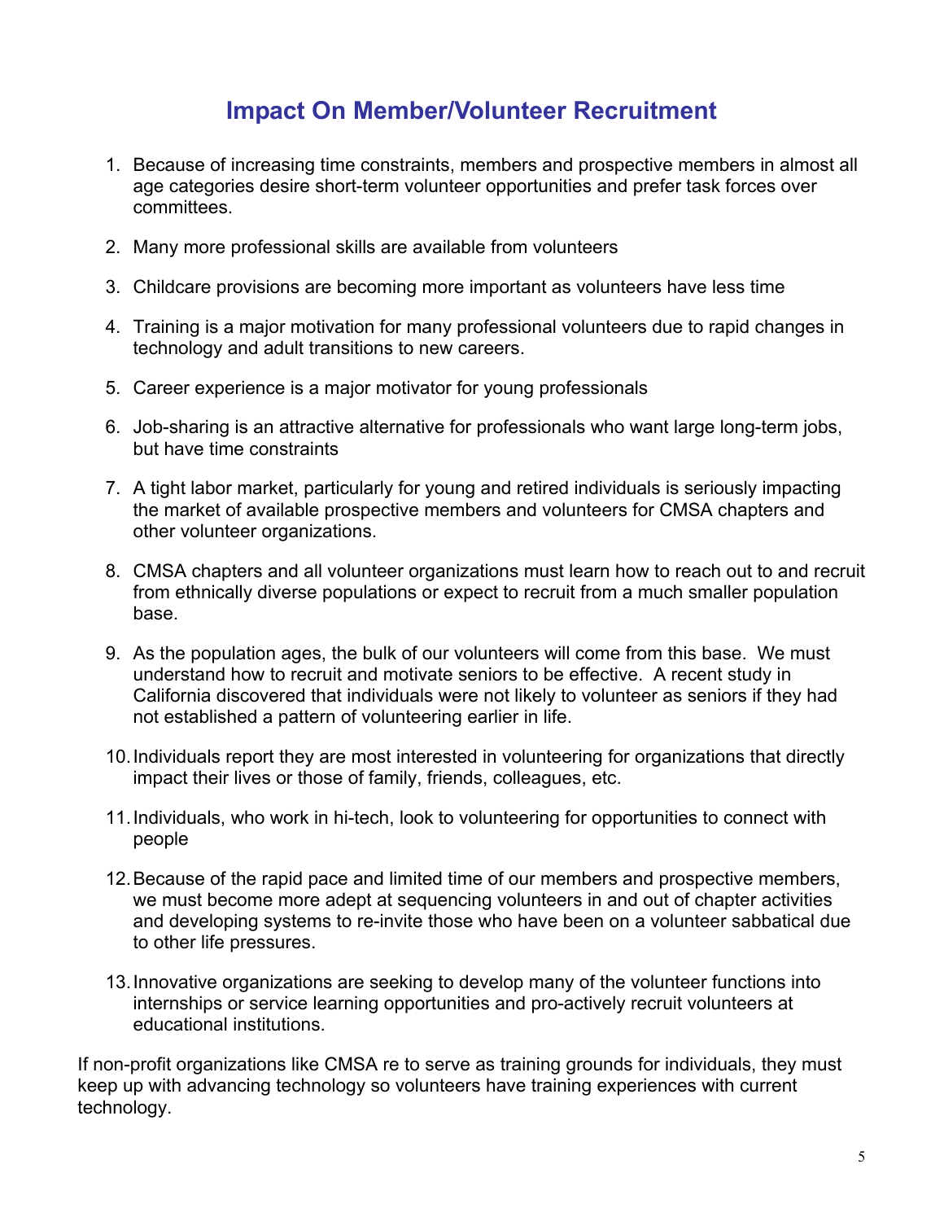## Impact On Member/Volunteer Recruitment

1. Because of increasing time constraints, members and prospective members in almost all age categories desire short-term volunteer opportunities and prefer task forces over committees.

2. Many more professional skills are available from volunteers

3. Childcare provisions are becoming more important as volunteers have less time

4. Training is a major motivation for many professional volunteers due to rapid changes in technology and adult transitions to new careers.

5. Career experience is a major motivator for young professionals

6. Job-sharing is an attractive alternative for professionals who want large long-term jobs, but have time constraints

7. A tight labor market, particularly for young and retired individuals is seriously impacting the market of available prospective members and volunteers for CMSA chapters and other volunteer organizations.

8. CMSA chapters and all volunteer organizations must learn how to reach out to and recruit from ethnically diverse populations or expect to recruit from a much smaller population base.

9. As the population ages, the bulk of our volunteers will come from this base. We must understand how to recruit and motivate seniors to be effective. A recent study in California discovered that individuals were not likely to volunteer as seniors if they had not established a pattern of volunteering earlier in life.

10. Individuals report they are most interested in volunteering for organizations that directly impact their lives or those of family, friends, colleagues, etc.

11. Individuals, who work in hi-tech, look to volunteering for opportunities to connect with people

12. Because of the rapid pace and limited time of our members and prospective members, we must become more adept at sequencing volunteers in and out of chapter activities and developing systems to re-invite those who have been on a volunteer sabbatical due to other life pressures.

13. Innovative organizations are seeking to develop many of the volunteer functions into internships or service learning opportunities and pro-actively recruit volunteers at educational institutions.

If non-profit organizations like CMSA re to serve as training grounds for individuals, they must keep up with advancing technology so volunteers have training experiences with current technology.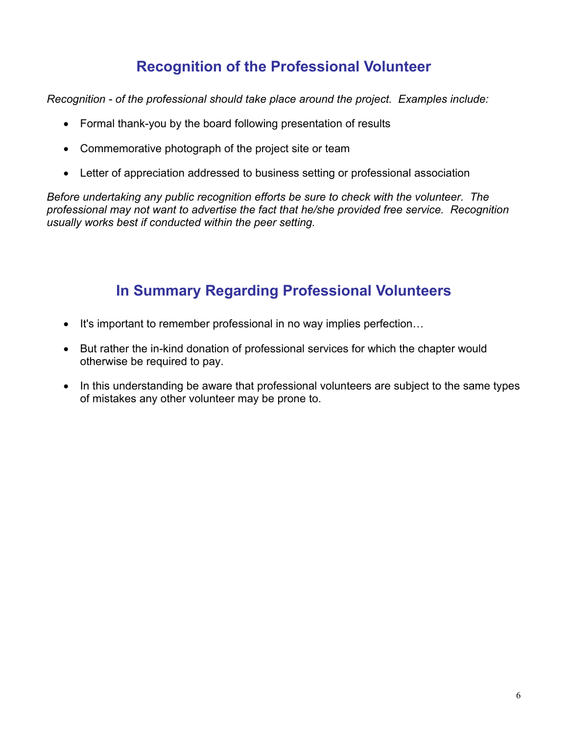## Recognition of the Professional Volunteer

*Recognition - of the professional should take place around the project. Examples include:*

- Formal thank-you by the board following presentation of results
- Commemorative photograph of the project site or team
- Letter of appreciation addressed to business setting or professional association

*Before undertaking any public recognition efforts be sure to check with the volunteer. The professional may not want to advertise the fact that he/she provided free service. Recognition usually works best if conducted within the peer setting.*

## In Summary Regarding Professional Volunteers

- It's important to remember professional in no way implies perfection…
- But rather the in-kind donation of professional services for which the chapter would otherwise be required to pay.
- In this understanding be aware that professional volunteers are subject to the same types of mistakes any other volunteer may be prone to.